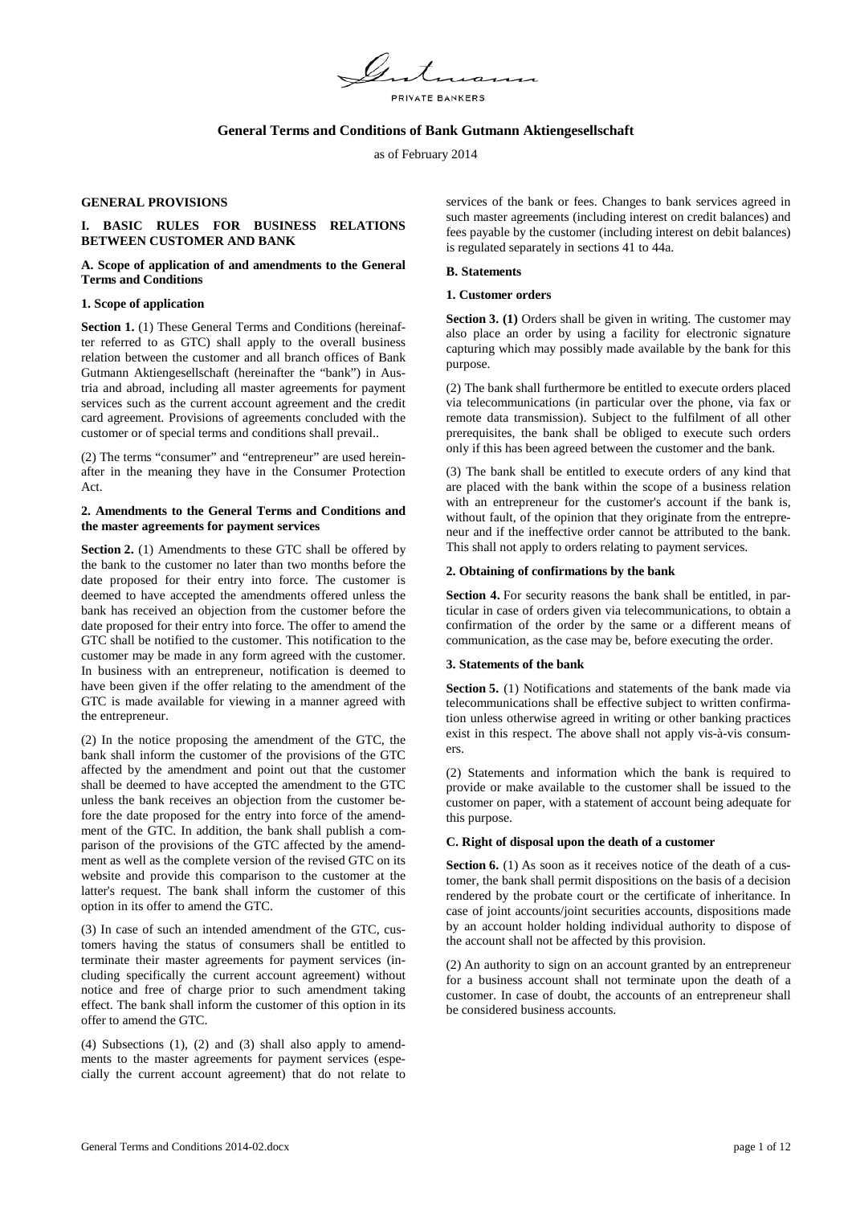Gutmann

PRIVATE BANKERS

# General Terms and Conditions of Bank Gutmann Aktiengesellschaft

as of February 2014

## GENERAL PROVISIONS

## I. BASIC RULES FOR BUSINESS RELATIONS BETWEEN CUSTOMER AND BANK

### A. Scope of application of and amendments to the General Terms and Conditions

#### 1. Scope of application

**Section 1.** (1) These General Terms and Conditions (hereinafter referred to as GTC) shall apply to the overall business relation between the customer and all branch offices of Bank Gutmann Aktiengesellschaft (hereinafter the "bank") in Austria and abroad, including all master agreements for payment services such as the current account agreement and the credit card agreement. Provisions of agreements concluded with the customer or of special terms and conditions shall prevail..

(2) The terms "consumer" and "entrepreneur" are used hereinafter in the meaning they have in the Consumer Protection Act.

#### 2. Amendments to the General Terms and Conditions and the master agreements for payment services

**Section 2.** (1) Amendments to these GTC shall be offered by the bank to the customer no later than two months before the date proposed for their entry into force. The customer is deemed to have accepted the amendments offered unless the bank has received an objection from the customer before the date proposed for their entry into force. The offer to amend the GTC shall be notified to the customer. This notification to the customer may be made in any form agreed with the customer. In business with an entrepreneur, notification is deemed to have been given if the offer relating to the amendment of the GTC is made available for viewing in a manner agreed with the entrepreneur.

(2) In the notice proposing the amendment of the GTC, the bank shall inform the customer of the provisions of the GTC affected by the amendment and point out that the customer shall be deemed to have accepted the amendment to the GTC unless the bank receives an objection from the customer before the date proposed for the entry into force of the amendment of the GTC. In addition, the bank shall publish a comparison of the provisions of the GTC affected by the amendment as well as the complete version of the revised GTC on its website and provide this comparison to the customer at the latter's request. The bank shall inform the customer of this option in its offer to amend the GTC.

(3) In case of such an intended amendment of the GTC, customers having the status of consumers shall be entitled to terminate their master agreements for payment services (including specifically the current account agreement) without notice and free of charge prior to such amendment taking effect. The bank shall inform the customer of this option in its offer to amend the GTC.

(4) Subsections (1), (2) and (3) shall also apply to amendments to the master agreements for payment services (especially the current account agreement) that do not relate to services of the bank or fees. Changes to bank services agreed in such master agreements (including interest on credit balances) and fees payable by the customer (including interest on debit balances) is regulated separately in sections 41 to 44a.

### B. Statements

#### 1. Customer orders

**Section 3. (1)** Orders shall be given in writing. The customer may also place an order by using a facility for electronic signature capturing which may possibly made available by the bank for this purpose.

(2) The bank shall furthermore be entitled to execute orders placed via telecommunications (in particular over the phone, via fax or remote data transmission). Subject to the fulfilment of all other prerequisites, the bank shall be obliged to execute such orders only if this has been agreed between the customer and the bank.

(3) The bank shall be entitled to execute orders of any kind that are placed with the bank within the scope of a business relation with an entrepreneur for the customer's account if the bank is, without fault, of the opinion that they originate from the entrepreneur and if the ineffective order cannot be attributed to the bank. This shall not apply to orders relating to payment services.

#### 2. Obtaining of confirmations by the bank

**Section 4.** For security reasons the bank shall be entitled, in particular in case of orders given via telecommunications, to obtain a confirmation of the order by the same or a different means of communication, as the case may be, before executing the order.

#### 3. Statements of the bank

**Section 5.** (1) Notifications and statements of the bank made via telecommunications shall be effective subject to written confirmation unless otherwise agreed in writing or other banking practices exist in this respect. The above shall not apply vis-à-vis consumers.

(2) Statements and information which the bank is required to provide or make available to the customer shall be issued to the customer on paper, with a statement of account being adequate for this purpose.

### C. Right of disposal upon the death of a customer

**Section 6.** (1) As soon as it receives notice of the death of a customer, the bank shall permit dispositions on the basis of a decision rendered by the probate court or the certificate of inheritance. In case of joint accounts/joint securities accounts, dispositions made by an account holder holding individual authority to dispose of the account shall not be affected by this provision.

(2) An authority to sign on an account granted by an entrepreneur for a business account shall not terminate upon the death of a customer. In case of doubt, the accounts of an entrepreneur shall be considered business accounts.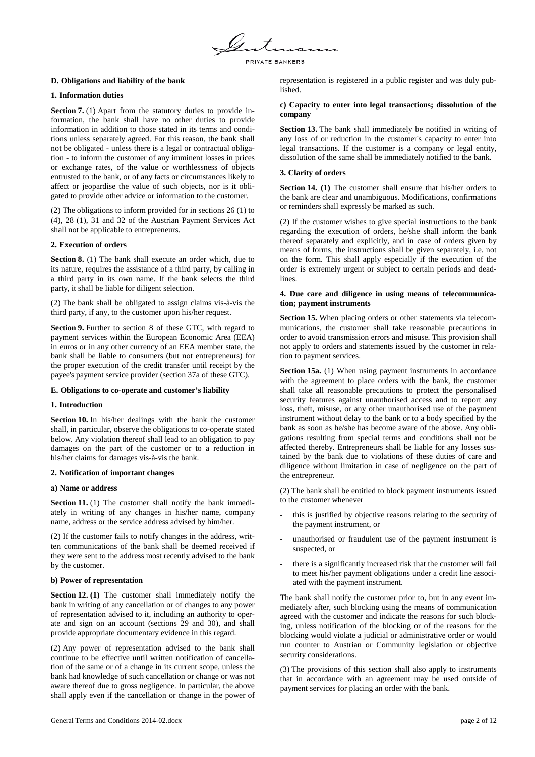## D. Obligations and liability of the bank

### 1. Information duties

**Section 7.** (1) Apart from the statutory duties to provide information, the bank shall have no other duties to provide information in addition to those stated in its terms and conditions unless separately agreed. For this reason, the bank shall not be obligated - unless there is a legal or contractual obligation - to inform the customer of any imminent losses in prices or exchange rates, of the value or worthlessness of objects entrusted to the bank, or of any facts or circumstances likely to affect or jeopardise the value of such objects, nor is it obligated to provide other advice or information to the customer.

(2) The obligations to inform provided for in sections 26 (1) to (4), 28 (1), 31 and 32 of the Austrian Payment Services Act shall not be applicable to entrepreneurs.

### 2. Execution of orders

**Section 8.** (1) The bank shall execute an order which, due to its nature, requires the assistance of a third party, by calling in a third party in its own name. If the bank selects the third party, it shall be liable for diligent selection.

(2) The bank shall be obligated to assign claims vis-à-vis the third party, if any, to the customer upon his/her request.

**Section 9.** Further to section 8 of these GTC, with regard to payment services within the European Economic Area (EEA) in euros or in any other currency of an EEA member state, the bank shall be liable to consumers (but not entrepreneurs) for the proper execution of the credit transfer until receipt by the payee's payment service provider (section 37a of these GTC).

## E. Obligations to co-operate and customer's liability

### 1. Introduction

**Section 10.** In his/her dealings with the bank the customer shall, in particular, observe the obligations to co-operate stated below. Any violation thereof shall lead to an obligation to pay damages on the part of the customer or to a reduction in his/her claims for damages vis-à-vis the bank.

### 2. Notification of important changes

#### a) Name or address

**Section 11.** (1) The customer shall notify the bank immediately in writing of any changes in his/her name, company name, address or the service address advised by him/her.

(2) If the customer fails to notify changes in the address, written communications of the bank shall be deemed received if they were sent to the address most recently advised to the bank by the customer.

#### b) Power of representation

**Section 12. (1)** The customer shall immediately notify the bank in writing of any cancellation or of changes to any power of representation advised to it, including an authority to operate and sign on an account (sections 29 and 30), and shall provide appropriate documentary evidence in this regard.

(2) Any power of representation advised to the bank shall continue to be effective until written notification of cancellation of the same or of a change in its current scope, unless the bank had knowledge of such cancellation or change or was not aware thereof due to gross negligence. In particular, the above shall apply even if the cancellation or change in the power of representation is registered in a public register and was duly published.

#### c) Capacity to enter into legal transactions; dissolution of the company

**Section 13.** The bank shall immediately be notified in writing of any loss of or reduction in the customer's capacity to enter into legal transactions. If the customer is a company or legal entity, dissolution of the same shall be immediately notified to the bank.

### 3. Clarity of orders

**Section 14. (1)** The customer shall ensure that his/her orders to the bank are clear and unambiguous. Modifications, confirmations or reminders shall expressly be marked as such.

(2) If the customer wishes to give special instructions to the bank regarding the execution of orders, he/she shall inform the bank thereof separately and explicitly, and in case of orders given by means of forms, the instructions shall be given separately, i.e. not on the form. This shall apply especially if the execution of the order is extremely urgent or subject to certain periods and deadlines.

### 4. Due care and diligence in using means of telecommunication; payment instruments

**Section 15.** When placing orders or other statements via telecommunications, the customer shall take reasonable precautions in order to avoid transmission errors and misuse. This provision shall not apply to orders and statements issued by the customer in relation to payment services.

**Section 15a.** (1) When using payment instruments in accordance with the agreement to place orders with the bank, the customer shall take all reasonable precautions to protect the personalised security features against unauthorised access and to report any loss, theft, misuse, or any other unauthorised use of the payment instrument without delay to the bank or to a body specified by the bank as soon as he/she has become aware of the above. Any obligations resulting from special terms and conditions shall not be affected thereby. Entrepreneurs shall be liable for any losses sustained by the bank due to violations of these duties of care and diligence without limitation in case of negligence on the part of the entrepreneur.

(2) The bank shall be entitled to block payment instruments issued to the customer whenever

- this is justified by objective reasons relating to the security of the payment instrument, or
- unauthorised or fraudulent use of the payment instrument is suspected, or
- there is a significantly increased risk that the customer will fail to meet his/her payment obligations under a credit line associated with the payment instrument.

The bank shall notify the customer prior to, but in any event immediately after, such blocking using the means of communication agreed with the customer and indicate the reasons for such blocking, unless notification of the blocking or of the reasons for the blocking would violate a judicial or administrative order or would run counter to Austrian or Community legislation or objective security considerations.

(3) The provisions of this section shall also apply to instruments that in accordance with an agreement may be used outside of payment services for placing an order with the bank.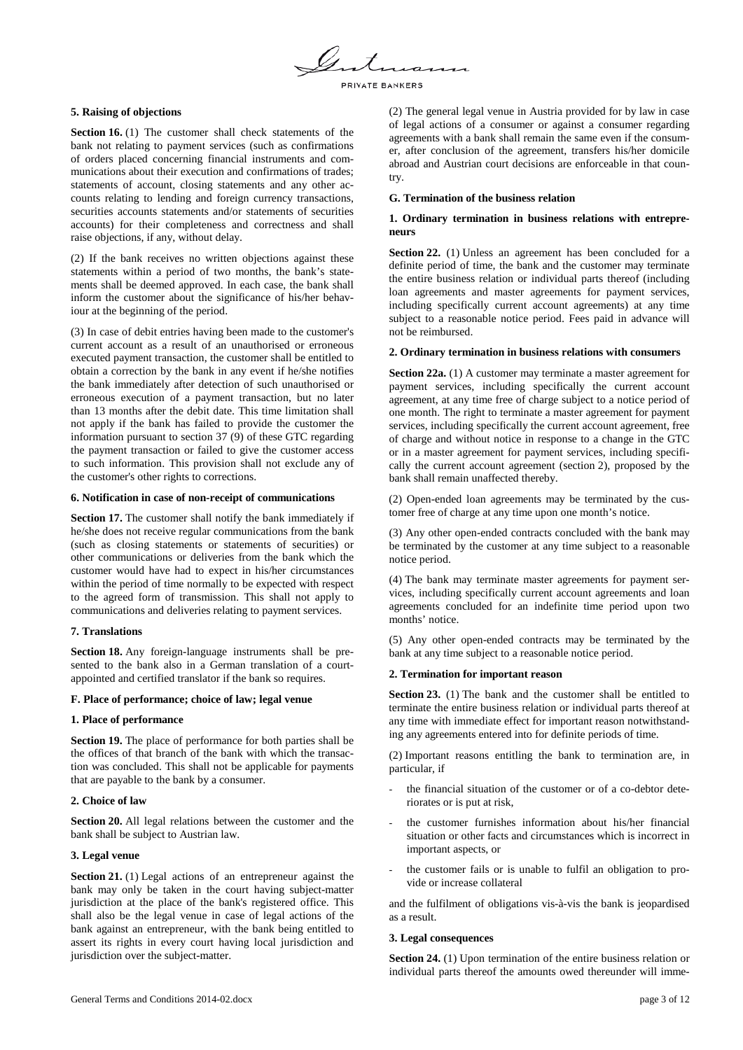### 5. Raising of objections

**Section 16.** (1) The customer shall check statements of the bank not relating to payment services (such as confirmations of orders placed concerning financial instruments and communications about their execution and confirmations of trades; statements of account, closing statements and any other accounts relating to lending and foreign currency transactions, securities accounts statements and/or statements of securities accounts) for their completeness and correctness and shall raise objections, if any, without delay.

(2) If the bank receives no written objections against these statements within a period of two months, the bank's statements shall be deemed approved. In each case, the bank shall inform the customer about the significance of his/her behaviour at the beginning of the period.

(3) In case of debit entries having been made to the customer's current account as a result of an unauthorised or erroneous executed payment transaction, the customer shall be entitled to obtain a correction by the bank in any event if he/she notifies the bank immediately after detection of such unauthorised or erroneous execution of a payment transaction, but no later than 13 months after the debit date. This time limitation shall not apply if the bank has failed to provide the customer the information pursuant to section 37 (9) of these GTC regarding the payment transaction or failed to give the customer access to such information. This provision shall not exclude any of the customer's other rights to corrections.

### 6. Notification in case of non-receipt of communications

**Section 17.** The customer shall notify the bank immediately if he/she does not receive regular communications from the bank (such as closing statements or statements of securities) or other communications or deliveries from the bank which the customer would have had to expect in his/her circumstances within the period of time normally to be expected with respect to the agreed form of transmission. This shall not apply to communications and deliveries relating to payment services.

### 7. Translations

**Section 18.** Any foreign-language instruments shall be presented to the bank also in a German translation of a court-appointed and certified translator if the bank so requires.

## F. Place of performance; choice of law; legal venue

### 1. Place of performance

**Section 19.** The place of performance for both parties shall be the offices of that branch of the bank with which the transaction was concluded. This shall not be applicable for payments that are payable to the bank by a consumer.

### 2. Choice of law

**Section 20.** All legal relations between the customer and the bank shall be subject to Austrian law.

### 3. Legal venue

**Section 21.** (1) Legal actions of an entrepreneur against the bank may only be taken in the court having subject-matter jurisdiction at the place of the bank's registered office. This shall also be the legal venue in case of legal actions of the bank against an entrepreneur, with the bank being entitled to assert its rights in every court having local jurisdiction and jurisdiction over the subject-matter.

(2) The general legal venue in Austria provided for by law in case of legal actions of a consumer or against a consumer regarding agreements with a bank shall remain the same even if the consumer, after conclusion of the agreement, transfers his/her domicile abroad and Austrian court decisions are enforceable in that country.

## G. Termination of the business relation

### 1. Ordinary termination in business relations with entrepreneurs

**Section 22.** (1) Unless an agreement has been concluded for a definite period of time, the bank and the customer may terminate the entire business relation or individual parts thereof (including loan agreements and master agreements for payment services, including specifically current account agreements) at any time subject to a reasonable notice period. Fees paid in advance will not be reimbursed.

### 2. Ordinary termination in business relations with consumers

**Section 22a.** (1) A customer may terminate a master agreement for payment services, including specifically the current account agreement, at any time free of charge subject to a notice period of one month. The right to terminate a master agreement for payment services, including specifically the current account agreement, free of charge and without notice in response to a change in the GTC or in a master agreement for payment services, including specifically the current account agreement (section 2), proposed by the bank shall remain unaffected thereby.

(2) Open-ended loan agreements may be terminated by the customer free of charge at any time upon one month's notice.

(3) Any other open-ended contracts concluded with the bank may be terminated by the customer at any time subject to a reasonable notice period.

(4) The bank may terminate master agreements for payment services, including specifically current account agreements and loan agreements concluded for an indefinite time period upon two months' notice.

(5) Any other open-ended contracts may be terminated by the bank at any time subject to a reasonable notice period.

### 2. Termination for important reason

**Section 23.** (1) The bank and the customer shall be entitled to terminate the entire business relation or individual parts thereof at any time with immediate effect for important reason notwithstanding any agreements entered into for definite periods of time.

(2) Important reasons entitling the bank to termination are, in particular, if

- the financial situation of the customer or of a co-debtor deteriorates or is put at risk,
- the customer furnishes information about his/her financial situation or other facts and circumstances which is incorrect in important aspects, or
- the customer fails or is unable to fulfil an obligation to provide or increase collateral

and the fulfilment of obligations vis-à-vis the bank is jeopardised as a result.

### 3. Legal consequences

**Section 24.** (1) Upon termination of the entire business relation or individual parts thereof the amounts owed thereunder will imme-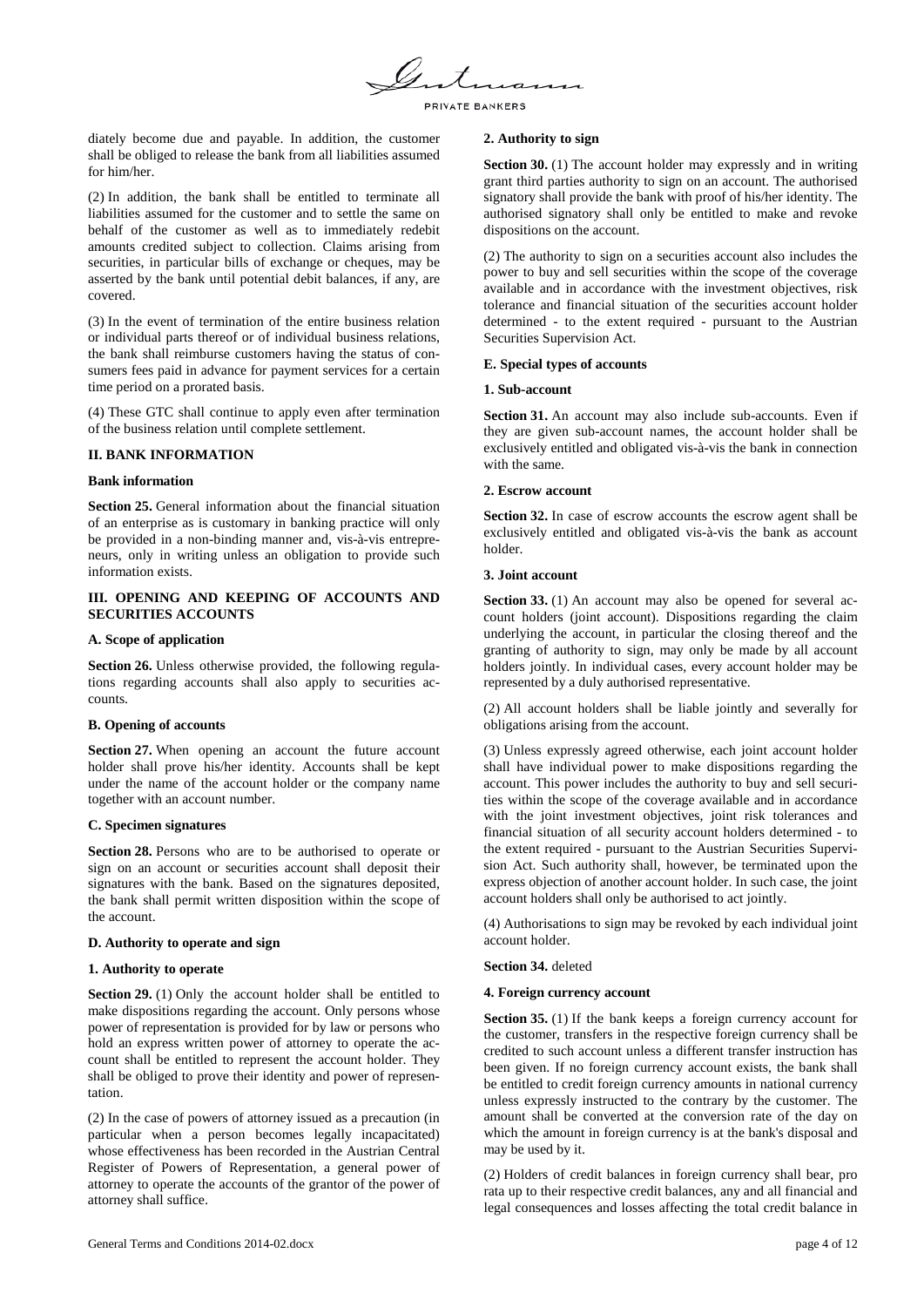diately become due and payable. In addition, the customer shall be obliged to release the bank from all liabilities assumed for him/her.

(2) In addition, the bank shall be entitled to terminate all liabilities assumed for the customer and to settle the same on behalf of the customer as well as to immediately redebit amounts credited subject to collection. Claims arising from securities, in particular bills of exchange or cheques, may be asserted by the bank until potential debit balances, if any, are covered.

(3) In the event of termination of the entire business relation or individual parts thereof or of individual business relations, the bank shall reimburse customers having the status of consumers fees paid in advance for payment services for a certain time period on a prorated basis.

(4) These GTC shall continue to apply even after termination of the business relation until complete settlement.

## II. BANK INFORMATION

### Bank information

**Section 25.** General information about the financial situation of an enterprise as is customary in banking practice will only be provided in a non-binding manner and, vis-à-vis entrepreneurs, only in writing unless an obligation to provide such information exists.

## III. OPENING AND KEEPING OF ACCOUNTS AND SECURITIES ACCOUNTS

### A. Scope of application

**Section 26.** Unless otherwise provided, the following regulations regarding accounts shall also apply to securities accounts.

### B. Opening of accounts

**Section 27.** When opening an account the future account holder shall prove his/her identity. Accounts shall be kept under the name of the account holder or the company name together with an account number.

### C. Specimen signatures

**Section 28.** Persons who are to be authorised to operate or sign on an account or securities account shall deposit their signatures with the bank. Based on the signatures deposited, the bank shall permit written disposition within the scope of the account.

### D. Authority to operate and sign

#### 1. Authority to operate

**Section 29.** (1) Only the account holder shall be entitled to make dispositions regarding the account. Only persons whose power of representation is provided for by law or persons who hold an express written power of attorney to operate the account shall be entitled to represent the account holder. They shall be obliged to prove their identity and power of representation.

(2) In the case of powers of attorney issued as a precaution (in particular when a person becomes legally incapacitated) whose effectiveness has been recorded in the Austrian Central Register of Powers of Representation, a general power of attorney to operate the accounts of the grantor of the power of attorney shall suffice.

#### 2. Authority to sign

**Section 30.** (1) The account holder may expressly and in writing grant third parties authority to sign on an account. The authorised signatory shall provide the bank with proof of his/her identity. The authorised signatory shall only be entitled to make and revoke dispositions on the account.

(2) The authority to sign on a securities account also includes the power to buy and sell securities within the scope of the coverage available and in accordance with the investment objectives, risk tolerance and financial situation of the securities account holder determined - to the extent required - pursuant to the Austrian Securities Supervision Act.

### E. Special types of accounts

#### 1. Sub-account

**Section 31.** An account may also include sub-accounts. Even if they are given sub-account names, the account holder shall be exclusively entitled and obligated vis-à-vis the bank in connection with the same.

#### 2. Escrow account

**Section 32.** In case of escrow accounts the escrow agent shall be exclusively entitled and obligated vis-à-vis the bank as account holder.

#### 3. Joint account

**Section 33.** (1) An account may also be opened for several account holders (joint account). Dispositions regarding the claim underlying the account, in particular the closing thereof and the granting of authority to sign, may only be made by all account holders jointly. In individual cases, every account holder may be represented by a duly authorised representative.

(2) All account holders shall be liable jointly and severally for obligations arising from the account.

(3) Unless expressly agreed otherwise, each joint account holder shall have individual power to make dispositions regarding the account. This power includes the authority to buy and sell securities within the scope of the coverage available and in accordance with the joint investment objectives, joint risk tolerances and financial situation of all security account holders determined - to the extent required - pursuant to the Austrian Securities Supervision Act. Such authority shall, however, be terminated upon the express objection of another account holder. In such case, the joint account holders shall only be authorised to act jointly.

(4) Authorisations to sign may be revoked by each individual joint account holder.

**Section 34.** deleted

#### 4. Foreign currency account

**Section 35.** (1) If the bank keeps a foreign currency account for the customer, transfers in the respective foreign currency shall be credited to such account unless a different transfer instruction has been given. If no foreign currency account exists, the bank shall be entitled to credit foreign currency amounts in national currency unless expressly instructed to the contrary by the customer. The amount shall be converted at the conversion rate of the day on which the amount in foreign currency is at the bank's disposal and may be used by it.

(2) Holders of credit balances in foreign currency shall bear, pro rata up to their respective credit balances, any and all financial and legal consequences and losses affecting the total credit balance in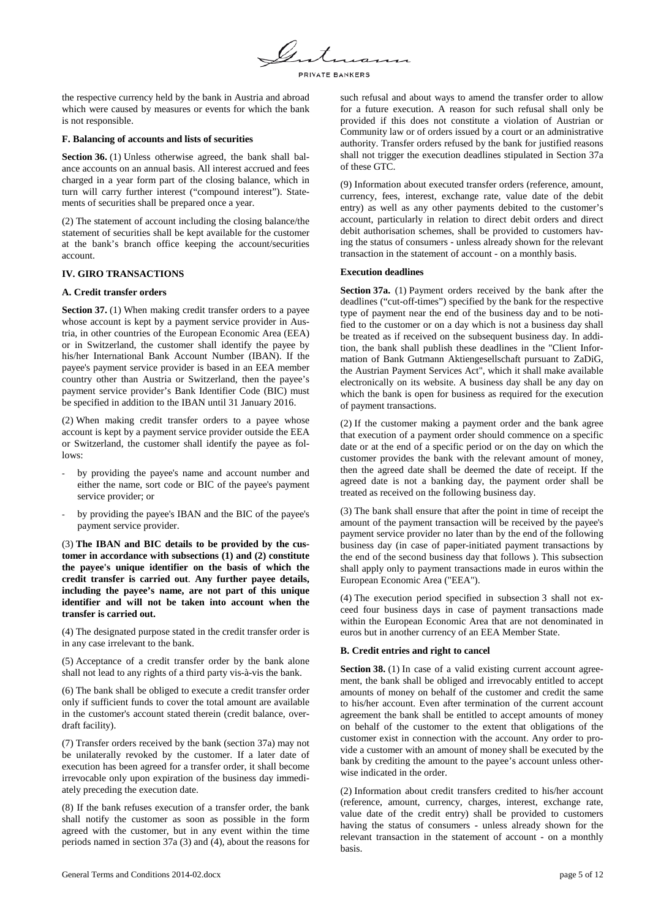the respective currency held by the bank in Austria and abroad which were caused by measures or events for which the bank is not responsible.

### F. Balancing of accounts and lists of securities

**Section 36.** (1) Unless otherwise agreed, the bank shall balance accounts on an annual basis. All interest accrued and fees charged in a year form part of the closing balance, which in turn will carry further interest ("compound interest"). Statements of securities shall be prepared once a year.

(2) The statement of account including the closing balance/the statement of securities shall be kept available for the customer at the bank's branch office keeping the account/securities account.

## IV. GIRO TRANSACTIONS

### A. Credit transfer orders

**Section 37.** (1) When making credit transfer orders to a payee whose account is kept by a payment service provider in Austria, in other countries of the European Economic Area (EEA) or in Switzerland, the customer shall identify the payee by his/her International Bank Account Number (IBAN). If the payee's payment service provider is based in an EEA member country other than Austria or Switzerland, then the payee's payment service provider's Bank Identifier Code (BIC) must be specified in addition to the IBAN until 31 January 2016.

(2) When making credit transfer orders to a payee whose account is kept by a payment service provider outside the EEA or Switzerland, the customer shall identify the payee as follows:

- by providing the payee's name and account number and either the name, sort code or BIC of the payee's payment service provider; or
- by providing the payee's IBAN and the BIC of the payee's payment service provider.

(3) **The IBAN and BIC details to be provided by the customer in accordance with subsections (1) and (2) constitute the payee's unique identifier on the basis of which the credit transfer is carried out**. **Any further payee details, including the payee's name, are not part of this unique identifier and will not be taken into account when the transfer is carried out.**

(4) The designated purpose stated in the credit transfer order is in any case irrelevant to the bank.

(5) Acceptance of a credit transfer order by the bank alone shall not lead to any rights of a third party vis-à-vis the bank.

(6) The bank shall be obliged to execute a credit transfer order only if sufficient funds to cover the total amount are available in the customer's account stated therein (credit balance, overdraft facility).

(7) Transfer orders received by the bank (section 37a) may not be unilaterally revoked by the customer. If a later date of execution has been agreed for a transfer order, it shall become irrevocable only upon expiration of the business day immediately preceding the execution date.

(8) If the bank refuses execution of a transfer order, the bank shall notify the customer as soon as possible in the form agreed with the customer, but in any event within the time periods named in section 37a (3) and (4), about the reasons for such refusal and about ways to amend the transfer order to allow for a future execution. A reason for such refusal shall only be provided if this does not constitute a violation of Austrian or Community law or of orders issued by a court or an administrative authority. Transfer orders refused by the bank for justified reasons shall not trigger the execution deadlines stipulated in Section 37a of these GTC.

(9) Information about executed transfer orders (reference, amount, currency, fees, interest, exchange rate, value date of the debit entry) as well as any other payments debited to the customer's account, particularly in relation to direct debit orders and direct debit authorisation schemes, shall be provided to customers having the status of consumers - unless already shown for the relevant transaction in the statement of account - on a monthly basis.

### Execution deadlines

**Section 37a.** (1) Payment orders received by the bank after the deadlines ("cut-off-times") specified by the bank for the respective type of payment near the end of the business day and to be notified to the customer or on a day which is not a business day shall be treated as if received on the subsequent business day. In addition, the bank shall publish these deadlines in the "Client Information of Bank Gutmann Aktiengesellschaft pursuant to ZaDiG, the Austrian Payment Services Act", which it shall make available electronically on its website. A business day shall be any day on which the bank is open for business as required for the execution of payment transactions.

(2) If the customer making a payment order and the bank agree that execution of a payment order should commence on a specific date or at the end of a specific period or on the day on which the customer provides the bank with the relevant amount of money, then the agreed date shall be deemed the date of receipt. If the agreed date is not a banking day, the payment order shall be treated as received on the following business day.

(3) The bank shall ensure that after the point in time of receipt the amount of the payment transaction will be received by the payee's payment service provider no later than by the end of the following business day (in case of paper-initiated payment transactions by the end of the second business day that follows ). This subsection shall apply only to payment transactions made in euros within the European Economic Area ("EEA").

(4) The execution period specified in subsection 3 shall not exceed four business days in case of payment transactions made within the European Economic Area that are not denominated in euros but in another currency of an EEA Member State.

### B. Credit entries and right to cancel

**Section 38.** (1) In case of a valid existing current account agreement, the bank shall be obliged and irrevocably entitled to accept amounts of money on behalf of the customer and credit the same to his/her account. Even after termination of the current account agreement the bank shall be entitled to accept amounts of money on behalf of the customer to the extent that obligations of the customer exist in connection with the account. Any order to provide a customer with an amount of money shall be executed by the bank by crediting the amount to the payee's account unless otherwise indicated in the order.

(2) Information about credit transfers credited to his/her account (reference, amount, currency, charges, interest, exchange rate, value date of the credit entry) shall be provided to customers having the status of consumers - unless already shown for the relevant transaction in the statement of account - on a monthly basis.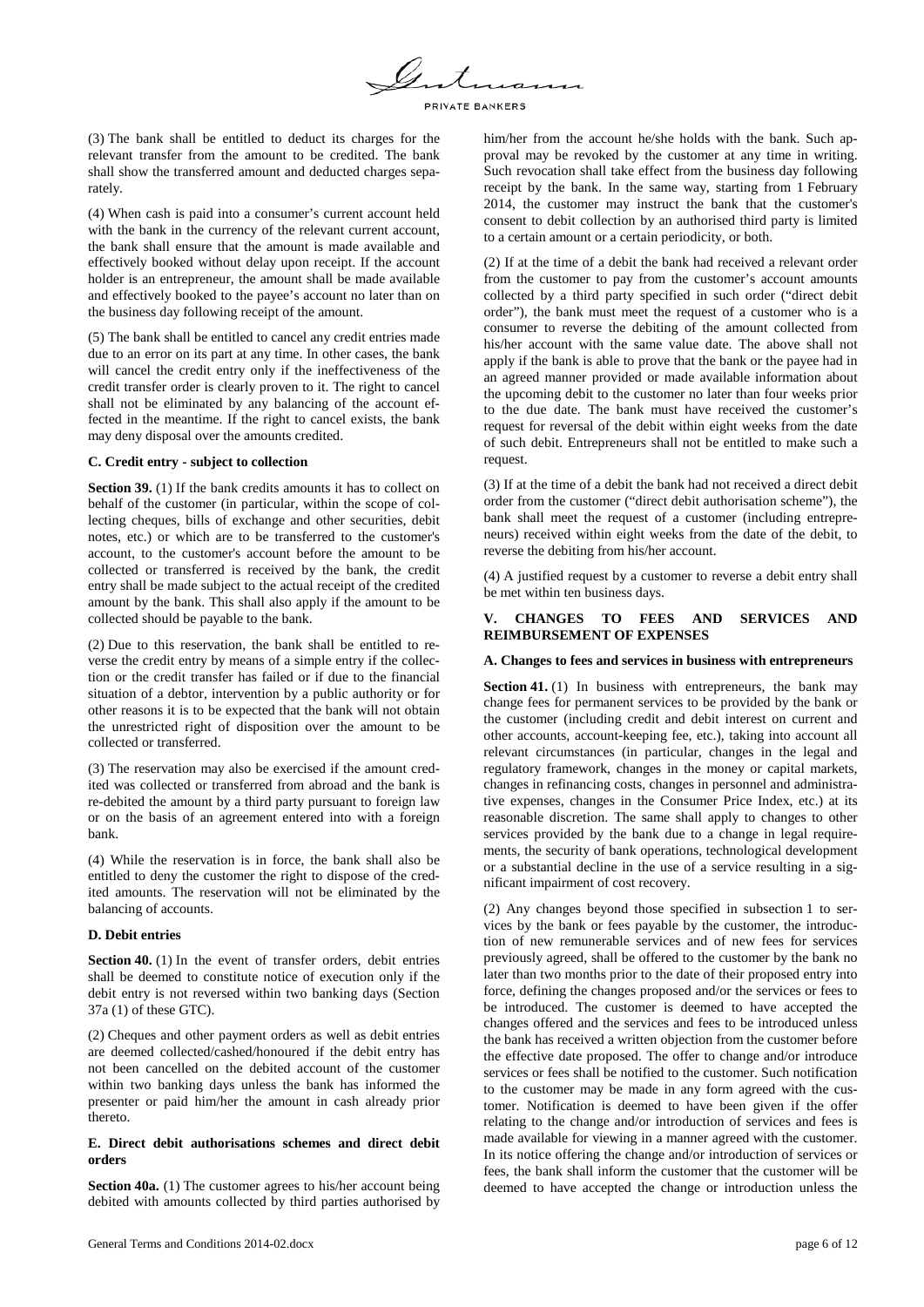(3) The bank shall be entitled to deduct its charges for the relevant transfer from the amount to be credited. The bank shall show the transferred amount and deducted charges separately.

(4) When cash is paid into a consumer's current account held with the bank in the currency of the relevant current account, the bank shall ensure that the amount is made available and effectively booked without delay upon receipt. If the account holder is an entrepreneur, the amount shall be made available and effectively booked to the payee's account no later than on the business day following receipt of the amount.

(5) The bank shall be entitled to cancel any credit entries made due to an error on its part at any time. In other cases, the bank will cancel the credit entry only if the ineffectiveness of the credit transfer order is clearly proven to it. The right to cancel shall not be eliminated by any balancing of the account effected in the meantime. If the right to cancel exists, the bank may deny disposal over the amounts credited.

#### C. Credit entry - subject to collection

**Section 39.** (1) If the bank credits amounts it has to collect on behalf of the customer (in particular, within the scope of collecting cheques, bills of exchange and other securities, debit notes, etc.) or which are to be transferred to the customer's account, to the customer's account before the amount to be collected or transferred is received by the bank, the credit entry shall be made subject to the actual receipt of the credited amount by the bank. This shall also apply if the amount to be collected should be payable to the bank.

(2) Due to this reservation, the bank shall be entitled to reverse the credit entry by means of a simple entry if the collection or the credit transfer has failed or if due to the financial situation of a debtor, intervention by a public authority or for other reasons it is to be expected that the bank will not obtain the unrestricted right of disposition over the amount to be collected or transferred.

(3) The reservation may also be exercised if the amount credited was collected or transferred from abroad and the bank is re-debited the amount by a third party pursuant to foreign law or on the basis of an agreement entered into with a foreign bank.

(4) While the reservation is in force, the bank shall also be entitled to deny the customer the right to dispose of the credited amounts. The reservation will not be eliminated by the balancing of accounts.

#### D. Debit entries

**Section 40.** (1) In the event of transfer orders, debit entries shall be deemed to constitute notice of execution only if the debit entry is not reversed within two banking days (Section 37a (1) of these GTC).

(2) Cheques and other payment orders as well as debit entries are deemed collected/cashed/honoured if the debit entry has not been cancelled on the debited account of the customer within two banking days unless the bank has informed the presenter or paid him/her the amount in cash already prior thereto.

#### E. Direct debit authorisations schemes and direct debit orders

**Section 40a.** (1) The customer agrees to his/her account being debited with amounts collected by third parties authorised by him/her from the account he/she holds with the bank. Such approval may be revoked by the customer at any time in writing. Such revocation shall take effect from the business day following receipt by the bank. In the same way, starting from 1 February 2014, the customer may instruct the bank that the customer's consent to debit collection by an authorised third party is limited to a certain amount or a certain periodicity, or both.

(2) If at the time of a debit the bank had received a relevant order from the customer to pay from the customer's account amounts collected by a third party specified in such order ("direct debit order"), the bank must meet the request of a customer who is a consumer to reverse the debiting of the amount collected from his/her account with the same value date. The above shall not apply if the bank is able to prove that the bank or the payee had in an agreed manner provided or made available information about the upcoming debit to the customer no later than four weeks prior to the due date. The bank must have received the customer's request for reversal of the debit within eight weeks from the date of such debit. Entrepreneurs shall not be entitled to make such a request.

(3) If at the time of a debit the bank had not received a direct debit order from the customer ("direct debit authorisation scheme"), the bank shall meet the request of a customer (including entrepreneurs) received within eight weeks from the date of the debit, to reverse the debiting from his/her account.

(4) A justified request by a customer to reverse a debit entry shall be met within ten business days.

### V. CHANGES TO FEES AND SERVICES AND REIMBURSEMENT OF EXPENSES

#### A. Changes to fees and services in business with entrepreneurs

**Section 41.** (1) In business with entrepreneurs, the bank may change fees for permanent services to be provided by the bank or the customer (including credit and debit interest on current and other accounts, account-keeping fee, etc.), taking into account all relevant circumstances (in particular, changes in the legal and regulatory framework, changes in the money or capital markets, changes in refinancing costs, changes in personnel and administrative expenses, changes in the Consumer Price Index, etc.) at its reasonable discretion. The same shall apply to changes to other services provided by the bank due to a change in legal requirements, the security of bank operations, technological development or a substantial decline in the use of a service resulting in a significant impairment of cost recovery.

(2) Any changes beyond those specified in subsection 1 to services by the bank or fees payable by the customer, the introduction of new remunerable services and of new fees for services previously agreed, shall be offered to the customer by the bank no later than two months prior to the date of their proposed entry into force, defining the changes proposed and/or the services or fees to be introduced. The customer is deemed to have accepted the changes offered and the services and fees to be introduced unless the bank has received a written objection from the customer before the effective date proposed. The offer to change and/or introduce services or fees shall be notified to the customer. Such notification to the customer may be made in any form agreed with the customer. Notification is deemed to have been given if the offer relating to the change and/or introduction of services and fees is made available for viewing in a manner agreed with the customer. In its notice offering the change and/or introduction of services or fees, the bank shall inform the customer that the customer will be deemed to have accepted the change or introduction unless the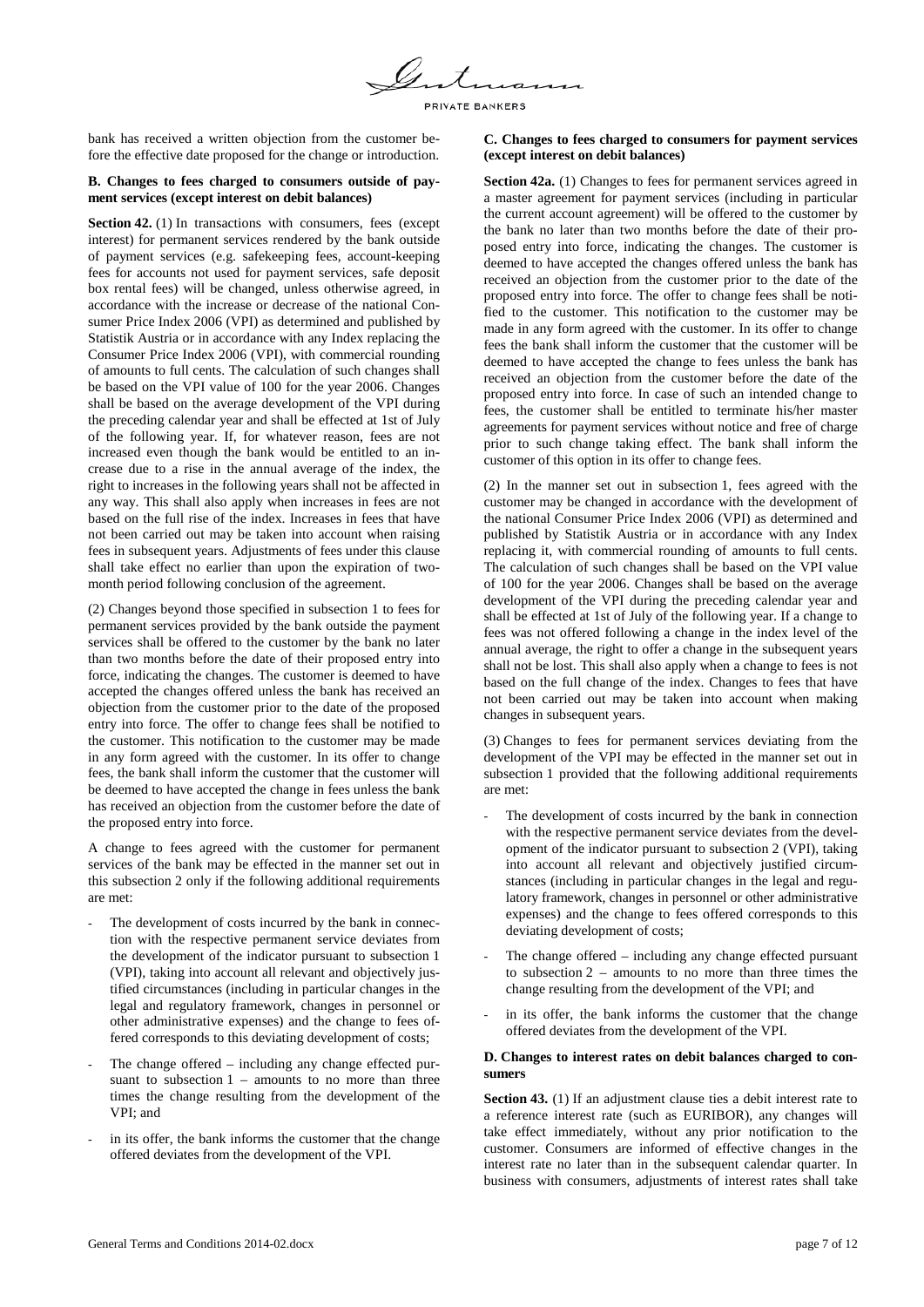bank has received a written objection from the customer before the effective date proposed for the change or introduction.

**B. Changes to fees charged to consumers outside of payment services (except interest on debit balances)**

**Section 42.** (1) In transactions with consumers, fees (except interest) for permanent services rendered by the bank outside of payment services (e.g. safekeeping fees, account-keeping fees for accounts not used for payment services, safe deposit box rental fees) will be changed, unless otherwise agreed, in accordance with the increase or decrease of the national Consumer Price Index 2006 (VPI) as determined and published by Statistik Austria or in accordance with any Index replacing the Consumer Price Index 2006 (VPI), with commercial rounding of amounts to full cents. The calculation of such changes shall be based on the VPI value of 100 for the year 2006. Changes shall be based on the average development of the VPI during the preceding calendar year and shall be effected at 1st of July of the following year. If, for whatever reason, fees are not increased even though the bank would be entitled to an increase due to a rise in the annual average of the index, the right to increases in the following years shall not be affected in any way. This shall also apply when increases in fees are not based on the full rise of the index. Increases in fees that have not been carried out may be taken into account when raising fees in subsequent years. Adjustments of fees under this clause shall take effect no earlier than upon the expiration of two-month period following conclusion of the agreement.

(2) Changes beyond those specified in subsection 1 to fees for permanent services provided by the bank outside the payment services shall be offered to the customer by the bank no later than two months before the date of their proposed entry into force, indicating the changes. The customer is deemed to have accepted the changes offered unless the bank has received an objection from the customer prior to the date of the proposed entry into force. The offer to change fees shall be notified to the customer. This notification to the customer may be made in any form agreed with the customer. In its offer to change fees, the bank shall inform the customer that the customer will be deemed to have accepted the change in fees unless the bank has received an objection from the customer before the date of the proposed entry into force.

A change to fees agreed with the customer for permanent services of the bank may be effected in the manner set out in this subsection 2 only if the following additional requirements are met:

- The development of costs incurred by the bank in connection with the respective permanent service deviates from the development of the indicator pursuant to subsection 1 (VPI), taking into account all relevant and objectively justified circumstances (including in particular changes in the legal and regulatory framework, changes in personnel or other administrative expenses) and the change to fees offered corresponds to this deviating development of costs;
- The change offered – including any change effected pursuant to subsection 1 – amounts to no more than three times the change resulting from the development of the VPI; and
- in its offer, the bank informs the customer that the change offered deviates from the development of the VPI.

**C. Changes to fees charged to consumers for payment services (except interest on debit balances)**

**Section 42a.** (1) Changes to fees for permanent services agreed in a master agreement for payment services (including in particular the current account agreement) will be offered to the customer by the bank no later than two months before the date of their proposed entry into force, indicating the changes. The customer is deemed to have accepted the changes offered unless the bank has received an objection from the customer prior to the date of the proposed entry into force. The offer to change fees shall be notified to the customer. This notification to the customer may be made in any form agreed with the customer. In its offer to change fees the bank shall inform the customer that the customer will be deemed to have accepted the change to fees unless the bank has received an objection from the customer before the date of the proposed entry into force. In case of such an intended change to fees, the customer shall be entitled to terminate his/her master agreements for payment services without notice and free of charge prior to such change taking effect. The bank shall inform the customer of this option in its offer to change fees.

(2) In the manner set out in subsection 1, fees agreed with the customer may be changed in accordance with the development of the national Consumer Price Index 2006 (VPI) as determined and published by Statistik Austria or in accordance with any Index replacing it, with commercial rounding of amounts to full cents. The calculation of such changes shall be based on the VPI value of 100 for the year 2006. Changes shall be based on the average development of the VPI during the preceding calendar year and shall be effected at 1st of July of the following year. If a change to fees was not offered following a change in the index level of the annual average, the right to offer a change in the subsequent years shall not be lost. This shall also apply when a change to fees is not based on the full change of the index. Changes to fees that have not been carried out may be taken into account when making changes in subsequent years.

(3) Changes to fees for permanent services deviating from the development of the VPI may be effected in the manner set out in subsection 1 provided that the following additional requirements are met:

- The development of costs incurred by the bank in connection with the respective permanent service deviates from the development of the indicator pursuant to subsection 2 (VPI), taking into account all relevant and objectively justified circumstances (including in particular changes in the legal and regulatory framework, changes in personnel or other administrative expenses) and the change to fees offered corresponds to this deviating development of costs;
- The change offered – including any change effected pursuant to subsection 2 – amounts to no more than three times the change resulting from the development of the VPI; and
- in its offer, the bank informs the customer that the change offered deviates from the development of the VPI.

**D. Changes to interest rates on debit balances charged to consumers**

**Section 43.** (1) If an adjustment clause ties a debit interest rate to a reference interest rate (such as EURIBOR), any changes will take effect immediately, without any prior notification to the customer. Consumers are informed of effective changes in the interest rate no later than in the subsequent calendar quarter. In business with consumers, adjustments of interest rates shall take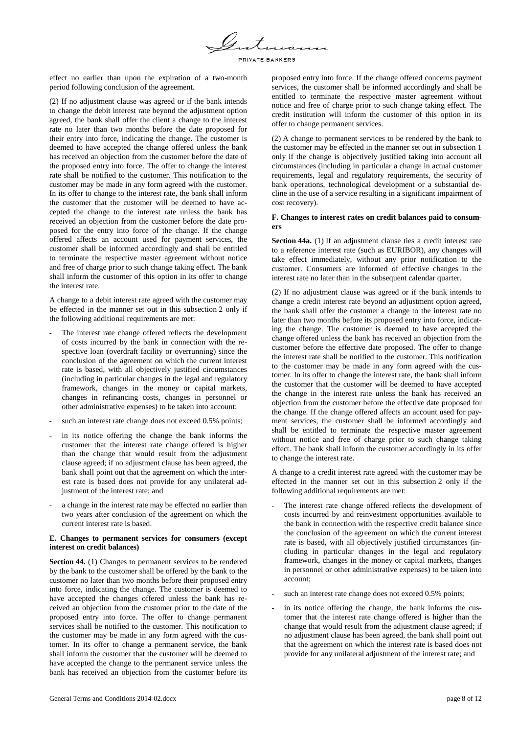effect no earlier than upon the expiration of a two-month period following conclusion of the agreement.

(2) If no adjustment clause was agreed or if the bank intends to change the debit interest rate beyond the adjustment option agreed, the bank shall offer the client a change to the interest rate no later than two months before the date proposed for their entry into force, indicating the change. The customer is deemed to have accepted the change offered unless the bank has received an objection from the customer before the date of the proposed entry into force. The offer to change the interest rate shall be notified to the customer. This notification to the customer may be made in any form agreed with the customer. In its offer to change to the interest rate, the bank shall inform the customer that the customer will be deemed to have accepted the change to the interest rate unless the bank has received an objection from the customer before the date proposed for the entry into force of the change. If the change offered affects an account used for payment services, the customer shall be informed accordingly and shall be entitled to terminate the respective master agreement without notice and free of charge prior to such change taking effect. The bank shall inform the customer of this option in its offer to change the interest rate.

A change to a debit interest rate agreed with the customer may be effected in the manner set out in this subsection 2 only if the following additional requirements are met:

- The interest rate change offered reflects the development of costs incurred by the bank in connection with the respective loan (overdraft facility or overrunning) since the conclusion of the agreement on which the current interest rate is based, with all objectively justified circumstances (including in particular changes in the legal and regulatory framework, changes in the money or capital markets, changes in refinancing costs, changes in personnel or other administrative expenses) to be taken into account;
- such an interest rate change does not exceed 0.5% points;
- in its notice offering the change the bank informs the customer that the interest rate change offered is higher than the change that would result from the adjustment clause agreed; if no adjustment clause has been agreed, the bank shall point out that the agreement on which the interest rate is based does not provide for any unilateral adjustment of the interest rate; and
- a change in the interest rate may be effected no earlier than two years after conclusion of the agreement on which the current interest rate is based.

#### E. Changes to permanent services for consumers (except interest on credit balances)

**Section 44.** (1) Changes to permanent services to be rendered by the bank to the customer shall be offered by the bank to the customer no later than two months before their proposed entry into force, indicating the change. The customer is deemed to have accepted the changes offered unless the bank has received an objection from the customer prior to the date of the proposed entry into force. The offer to change permanent services shall be notified to the customer. This notification to the customer may be made in any form agreed with the customer. In its offer to change a permanent service, the bank shall inform the customer that the customer will be deemed to have accepted the change to the permanent service unless the bank has received an objection from the customer before its proposed entry into force. If the change offered concerns payment services, the customer shall be informed accordingly and shall be entitled to terminate the respective master agreement without notice and free of charge prior to such change taking effect. The credit institution will inform the customer of this option in its offer to change permanent services.

(2) A change to permanent services to be rendered by the bank to the customer may be effected in the manner set out in subsection 1 only if the change is objectively justified taking into account all circumstances (including in particular a change in actual customer requirements, legal and regulatory requirements, the security of bank operations, technological development or a substantial decline in the use of a service resulting in a significant impairment of cost recovery).

#### F. Changes to interest rates on credit balances paid to consumers

**Section 44a.** (1) If an adjustment clause ties a credit interest rate to a reference interest rate (such as EURIBOR), any changes will take effect immediately, without any prior notification to the customer. Consumers are informed of effective changes in the interest rate no later than in the subsequent calendar quarter.

(2) If no adjustment clause was agreed or if the bank intends to change a credit interest rate beyond an adjustment option agreed, the bank shall offer the customer a change to the interest rate no later than two months before its proposed entry into force, indicating the change. The customer is deemed to have accepted the change offered unless the bank has received an objection from the customer before the effective date proposed. The offer to change the interest rate shall be notified to the customer. This notification to the customer may be made in any form agreed with the customer. In its offer to change the interest rate, the bank shall inform the customer that the customer will be deemed to have accepted the change in the interest rate unless the bank has received an objection from the customer before the effective date proposed for the change. If the change offered affects an account used for payment services, the customer shall be informed accordingly and shall be entitled to terminate the respective master agreement without notice and free of charge prior to such change taking effect. The bank shall inform the customer accordingly in its offer to change the interest rate.

A change to a credit interest rate agreed with the customer may be effected in the manner set out in this subsection 2 only if the following additional requirements are met:

- The interest rate change offered reflects the development of costs incurred by and reinvestment opportunities available to the bank in connection with the respective credit balance since the conclusion of the agreement on which the current interest rate is based, with all objectively justified circumstances (including in particular changes in the legal and regulatory framework, changes in the money or capital markets, changes in personnel or other administrative expenses) to be taken into account;
- such an interest rate change does not exceed 0.5% points;
- in its notice offering the change, the bank informs the customer that the interest rate change offered is higher than the change that would result from the adjustment clause agreed; if no adjustment clause has been agreed, the bank shall point out that the agreement on which the interest rate is based does not provide for any unilateral adjustment of the interest rate; and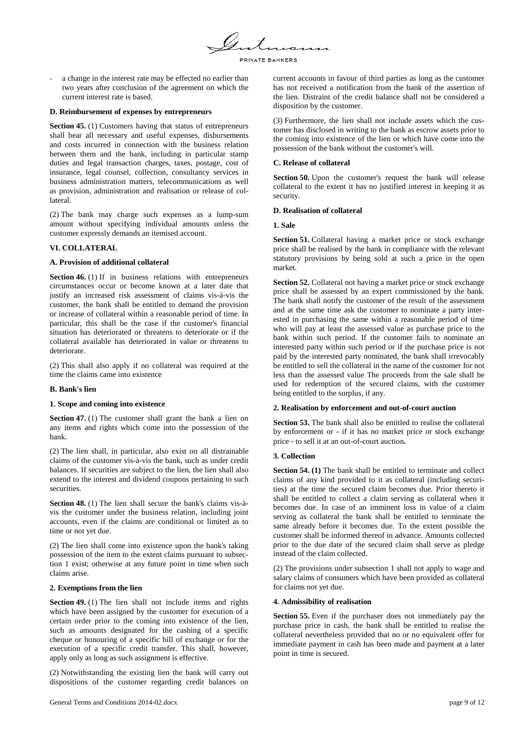- a change in the interest rate may be effected no earlier than two years after conclusion of the agreement on which the current interest rate is based.

#### D. Reimbursement of expenses by entrepreneurs

**Section 45.** (1) Customers having that status of entrepreneurs shall bear all necessary and useful expenses, disbursements and costs incurred in connection with the business relation between them and the bank, including in particular stamp duties and legal transaction charges, taxes, postage, cost of insurance, legal counsel, collection, consultancy services in business administration matters, telecommunications as well as provision, administration and realisation or release of collateral.

(2) The bank may charge such expenses as a lump-sum amount without specifying individual amounts unless the customer expressly demands an itemised account.

## VI. COLLATERAL

#### A. Provision of additional collateral

**Section 46.** (1) If in business relations with entrepreneurs circumstances occur or become known at a later date that justify an increased risk assessment of claims vis-à-vis the customer, the bank shall be entitled to demand the provision or increase of collateral within a reasonable period of time. In particular, this shall be the case if the customer's financial situation has deteriorated or threatens to deteriorate or if the collateral available has deteriorated in value or threatens to deteriorate.

(2) This shall also apply if no collateral was required at the time the claims came into existence

#### B. Bank's lien

#### 1. Scope and coming into existence

**Section 47.** (1) The customer shall grant the bank a lien on any items and rights which come into the possession of the bank.

(2) The lien shall, in particular, also exist on all distrainable claims of the customer vis-à-vis the bank, such as under credit balances. If securities are subject to the lien, the lien shall also extend to the interest and dividend coupons pertaining to such securities.

**Section 48.** (1) The lien shall secure the bank's claims vis-à-vis the customer under the business relation, including joint accounts, even if the claims are conditional or limited as to time or not yet due.

(2) The lien shall come into existence upon the bank's taking possession of the item to the extent claims pursuant to subsection 1 exist; otherwise at any future point in time when such claims arise.

#### 2. Exemptions from the lien

**Section 49.** (1) The lien shall not include items and rights which have been assigned by the customer for execution of a certain order prior to the coming into existence of the lien, such as amounts designated for the cashing of a specific cheque or honouring of a specific bill of exchange or for the execution of a specific credit transfer. This shall, however, apply only as long as such assignment is effective.

(2) Notwithstanding the existing lien the bank will carry out dispositions of the customer regarding credit balances on current accounts in favour of third parties as long as the customer has not received a notification from the bank of the assertion of the lien. Distraint of the credit balance shall not be considered a disposition by the customer.

(3) Furthermore, the lien shall not include assets which the customer has disclosed in writing to the bank as escrow assets prior to the coming into existence of the lien or which have come into the possession of the bank without the customer's will.

#### C. Release of collateral

**Section 50.** Upon the customer's request the bank will release collateral to the extent it has no justified interest in keeping it as security.

#### D. Realisation of collateral

#### 1. Sale

**Section 51.** Collateral having a market price or stock exchange price shall be realised by the bank in compliance with the relevant statutory provisions by being sold at such a price in the open market.

**Section 52.** Collateral not having a market price or stock exchange price shall be assessed by an expert commissioned by the bank. The bank shall notify the customer of the result of the assessment and at the same time ask the customer to nominate a party interested in purchasing the same within a reasonable period of time who will pay at least the assessed value as purchase price to the bank within such period. If the customer fails to nominate an interested party within such period or if the purchase price is not paid by the interested party nominated, the bank shall irrevocably be entitled to sell the collateral in the name of the customer for not less than the assessed value The proceeds from the sale shall be used for redemption of the secured claims, with the customer being entitled to the surplus, if any.

#### 2. Realisation by enforcement and out-of-court auction

**Section 53.** The bank shall also be entitled to realise the collateral by enforcement or - if it has no market price or stock exchange price - to sell it at an out-of-court auction**.**

#### 3. Collection

**Section 54. (1)** The bank shall be entitled to terminate and collect claims of any kind provided to it as collateral (including securities) at the time the secured claim becomes due. Prior thereto it shall be entitled to collect a claim serving as collateral when it becomes due. In case of an imminent loss in value of a claim serving as collateral the bank shall be entitled to terminate the same already before it becomes due. To the extent possible the customer shall be informed thereof in advance. Amounts collected prior to the due date of the secured claim shall serve as pledge instead of the claim collected.

(2) The provisions under subsection 1 shall not apply to wage and salary claims of consumers which have been provided as collateral for claims not yet due.

#### 4. Admissibility of realisation

**Section 55.** Even if the purchaser does not immediately pay the purchase price in cash, the bank shall be entitled to realise the collateral nevertheless provided that no or no equivalent offer for immediate payment in cash has been made and payment at a later point in time is secured.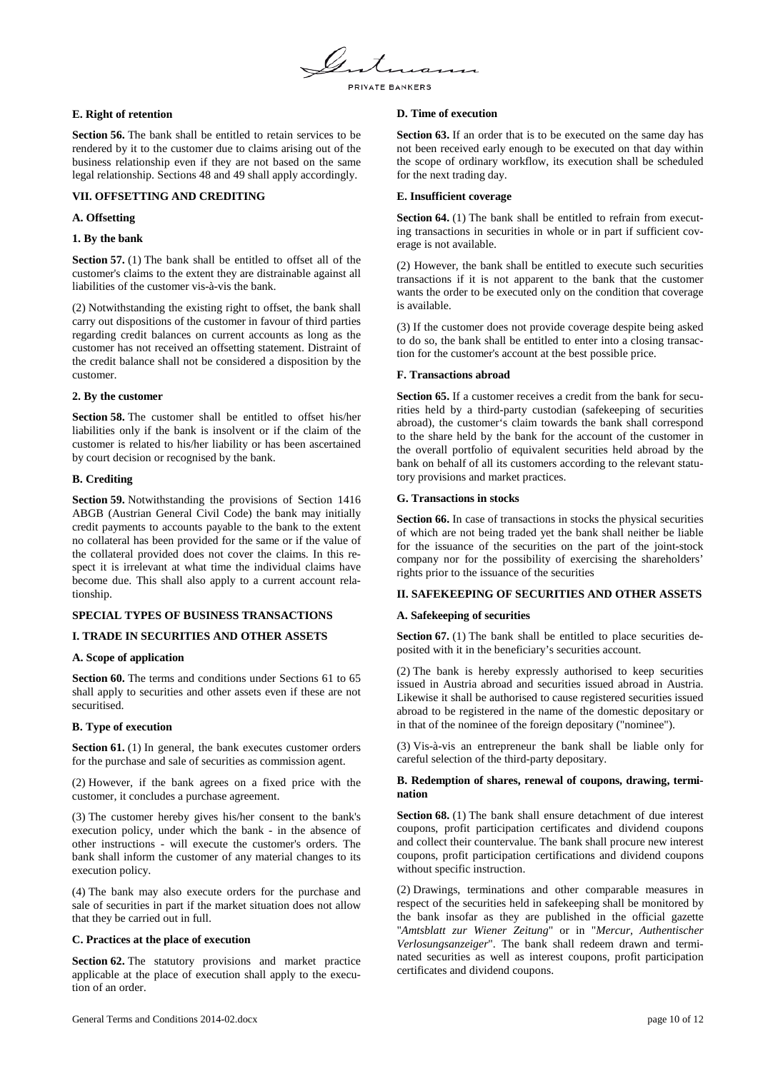### E. Right of retention

**Section 56.** The bank shall be entitled to retain services to be rendered by it to the customer due to claims arising out of the business relationship even if they are not based on the same legal relationship. Sections 48 and 49 shall apply accordingly.

## VII. OFFSETTING AND CREDITING

### A. Offsetting

#### 1. By the bank

**Section 57.** (1) The bank shall be entitled to offset all of the customer's claims to the extent they are distrainable against all liabilities of the customer vis-à-vis the bank.

(2) Notwithstanding the existing right to offset, the bank shall carry out dispositions of the customer in favour of third parties regarding credit balances on current accounts as long as the customer has not received an offsetting statement. Distraint of the credit balance shall not be considered a disposition by the customer.

#### 2. By the customer

**Section 58.** The customer shall be entitled to offset his/her liabilities only if the bank is insolvent or if the claim of the customer is related to his/her liability or has been ascertained by court decision or recognised by the bank.

### B. Crediting

**Section 59.** Notwithstanding the provisions of Section 1416 ABGB (Austrian General Civil Code) the bank may initially credit payments to accounts payable to the bank to the extent no collateral has been provided for the same or if the value of the collateral provided does not cover the claims. In this respect it is irrelevant at what time the individual claims have become due. This shall also apply to a current account relationship.

## SPECIAL TYPES OF BUSINESS TRANSACTIONS

## I. TRADE IN SECURITIES AND OTHER ASSETS

### A. Scope of application

**Section 60.** The terms and conditions under Sections 61 to 65 shall apply to securities and other assets even if these are not securitised.

### B. Type of execution

**Section 61.** (1) In general, the bank executes customer orders for the purchase and sale of securities as commission agent.

(2) However, if the bank agrees on a fixed price with the customer, it concludes a purchase agreement.

(3) The customer hereby gives his/her consent to the bank's execution policy, under which the bank - in the absence of other instructions - will execute the customer's orders. The bank shall inform the customer of any material changes to its execution policy.

(4) The bank may also execute orders for the purchase and sale of securities in part if the market situation does not allow that they be carried out in full.

### C. Practices at the place of execution

**Section 62.** The statutory provisions and market practice applicable at the place of execution shall apply to the execution of an order.

### D. Time of execution

**Section 63.** If an order that is to be executed on the same day has not been received early enough to be executed on that day within the scope of ordinary workflow, its execution shall be scheduled for the next trading day.

### E. Insufficient coverage

**Section 64.** (1) The bank shall be entitled to refrain from executing transactions in securities in whole or in part if sufficient coverage is not available.

(2) However, the bank shall be entitled to execute such securities transactions if it is not apparent to the bank that the customer wants the order to be executed only on the condition that coverage is available.

(3) If the customer does not provide coverage despite being asked to do so, the bank shall be entitled to enter into a closing transaction for the customer's account at the best possible price.

### F. Transactions abroad

**Section 65.** If a customer receives a credit from the bank for securities held by a third-party custodian (safekeeping of securities abroad), the customer's claim towards the bank shall correspond to the share held by the bank for the account of the customer in the overall portfolio of equivalent securities held abroad by the bank on behalf of all its customers according to the relevant statutory provisions and market practices.

### G. Transactions in stocks

**Section 66.** In case of transactions in stocks the physical securities of which are not being traded yet the bank shall neither be liable for the issuance of the securities on the part of the joint-stock company nor for the possibility of exercising the shareholders' rights prior to the issuance of the securities

## II. SAFEKEEPING OF SECURITIES AND OTHER ASSETS

### A. Safekeeping of securities

**Section 67.** (1) The bank shall be entitled to place securities deposited with it in the beneficiary's securities account.

(2) The bank is hereby expressly authorised to keep securities issued in Austria abroad and securities issued abroad in Austria. Likewise it shall be authorised to cause registered securities issued abroad to be registered in the name of the domestic depositary or in that of the nominee of the foreign depositary ("nominee").

(3) Vis-à-vis an entrepreneur the bank shall be liable only for careful selection of the third-party depositary.

### B. Redemption of shares, renewal of coupons, drawing, termination

**Section 68.** (1) The bank shall ensure detachment of due interest coupons, profit participation certificates and dividend coupons and collect their countervalue. The bank shall procure new interest coupons, profit participation certifications and dividend coupons without specific instruction.

(2) Drawings, terminations and other comparable measures in respect of the securities held in safekeeping shall be monitored by the bank insofar as they are published in the official gazette "*Amtsblatt zur Wiener Zeitung*" or in "*Mercur, Authentischer Verlosungsanzeiger*". The bank shall redeem drawn and terminated securities as well as interest coupons, profit participation certificates and dividend coupons.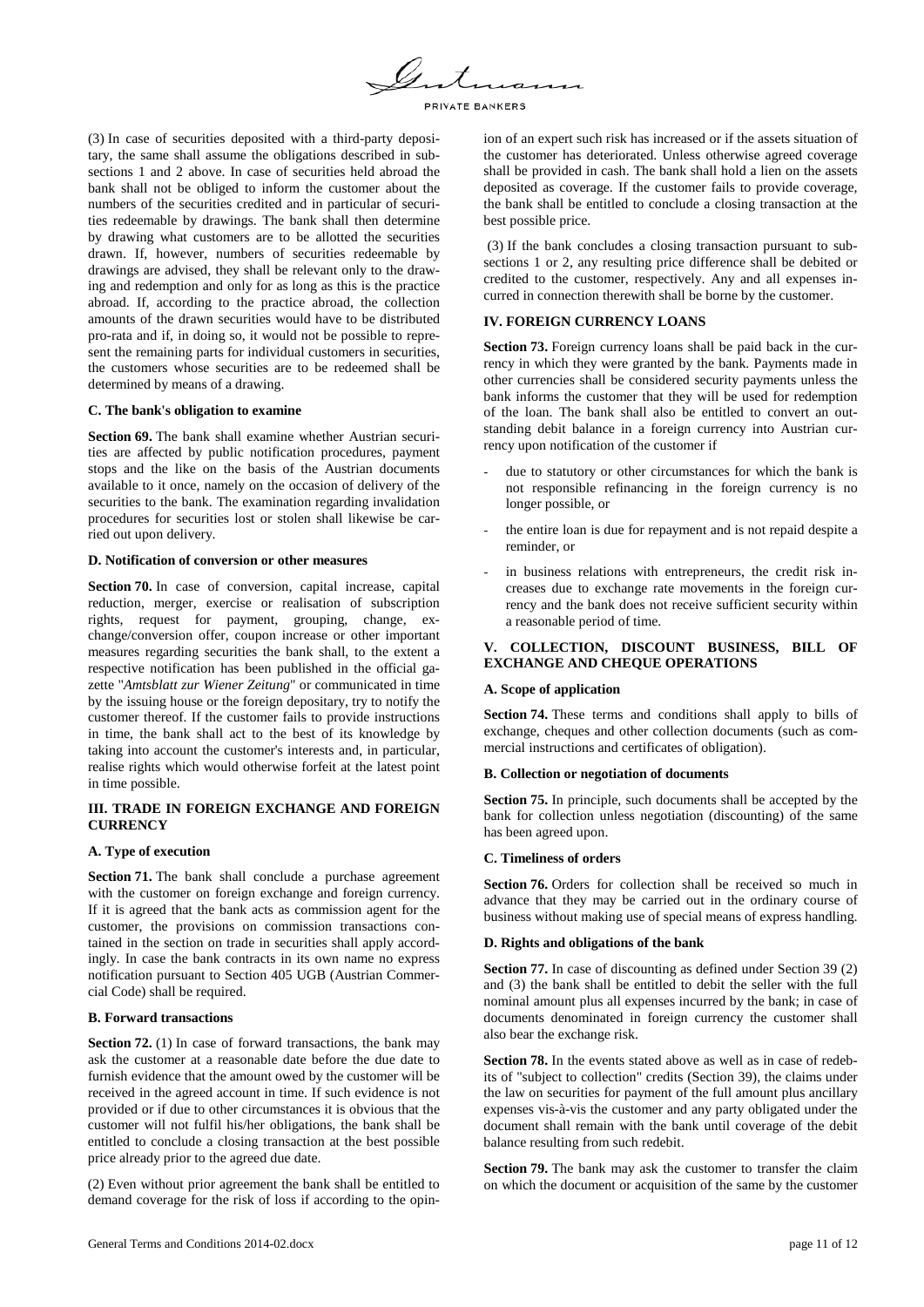(3) In case of securities deposited with a third-party depositary, the same shall assume the obligations described in subsections 1 and 2 above. In case of securities held abroad the bank shall not be obliged to inform the customer about the numbers of the securities credited and in particular of securities redeemable by drawings. The bank shall then determine by drawing what customers are to be allotted the securities drawn. If, however, numbers of securities redeemable by drawings are advised, they shall be relevant only to the drawing and redemption and only for as long as this is the practice abroad. If, according to the practice abroad, the collection amounts of the drawn securities would have to be distributed pro-rata and if, in doing so, it would not be possible to represent the remaining parts for individual customers in securities, the customers whose securities are to be redeemed shall be determined by means of a drawing.

### C. The bank's obligation to examine

**Section 69.** The bank shall examine whether Austrian securities are affected by public notification procedures, payment stops and the like on the basis of the Austrian documents available to it once, namely on the occasion of delivery of the securities to the bank. The examination regarding invalidation procedures for securities lost or stolen shall likewise be carried out upon delivery.

### D. Notification of conversion or other measures

**Section 70.** In case of conversion, capital increase, capital reduction, merger, exercise or realisation of subscription rights, request for payment, grouping, change, exchange/conversion offer, coupon increase or other important measures regarding securities the bank shall, to the extent a respective notification has been published in the official gazette "*Amtsblatt zur Wiener Zeitung*" or communicated in time by the issuing house or the foreign depositary, try to notify the customer thereof. If the customer fails to provide instructions in time, the bank shall act to the best of its knowledge by taking into account the customer's interests and, in particular, realise rights which would otherwise forfeit at the latest point in time possible.

## III. TRADE IN FOREIGN EXCHANGE AND FOREIGN CURRENCY

### A. Type of execution

**Section 71.** The bank shall conclude a purchase agreement with the customer on foreign exchange and foreign currency. If it is agreed that the bank acts as commission agent for the customer, the provisions on commission transactions contained in the section on trade in securities shall apply accordingly. In case the bank contracts in its own name no express notification pursuant to Section 405 UGB (Austrian Commercial Code) shall be required.

### B. Forward transactions

**Section 72.** (1) In case of forward transactions, the bank may ask the customer at a reasonable date before the due date to furnish evidence that the amount owed by the customer will be received in the agreed account in time. If such evidence is not provided or if due to other circumstances it is obvious that the customer will not fulfil his/her obligations, the bank shall be entitled to conclude a closing transaction at the best possible price already prior to the agreed due date.

(2) Even without prior agreement the bank shall be entitled to demand coverage for the risk of loss if according to the opinion of an expert such risk has increased or if the assets situation of the customer has deteriorated. Unless otherwise agreed coverage shall be provided in cash. The bank shall hold a lien on the assets deposited as coverage. If the customer fails to provide coverage, the bank shall be entitled to conclude a closing transaction at the best possible price.

(3) If the bank concludes a closing transaction pursuant to subsections 1 or 2, any resulting price difference shall be debited or credited to the customer, respectively. Any and all expenses incurred in connection therewith shall be borne by the customer.

## IV. FOREIGN CURRENCY LOANS

**Section 73.** Foreign currency loans shall be paid back in the currency in which they were granted by the bank. Payments made in other currencies shall be considered security payments unless the bank informs the customer that they will be used for redemption of the loan. The bank shall also be entitled to convert an outstanding debit balance in a foreign currency into Austrian currency upon notification of the customer if

- due to statutory or other circumstances for which the bank is not responsible refinancing in the foreign currency is no longer possible, or
- the entire loan is due for repayment and is not repaid despite a reminder, or
- in business relations with entrepreneurs, the credit risk increases due to exchange rate movements in the foreign currency and the bank does not receive sufficient security within a reasonable period of time.

## V. COLLECTION, DISCOUNT BUSINESS, BILL OF EXCHANGE AND CHEQUE OPERATIONS

### A. Scope of application

**Section 74.** These terms and conditions shall apply to bills of exchange, cheques and other collection documents (such as commercial instructions and certificates of obligation).

### B. Collection or negotiation of documents

**Section 75.** In principle, such documents shall be accepted by the bank for collection unless negotiation (discounting) of the same has been agreed upon.

### C. Timeliness of orders

**Section 76.** Orders for collection shall be received so much in advance that they may be carried out in the ordinary course of business without making use of special means of express handling.

### D. Rights and obligations of the bank

**Section 77.** In case of discounting as defined under Section 39 (2) and (3) the bank shall be entitled to debit the seller with the full nominal amount plus all expenses incurred by the bank; in case of documents denominated in foreign currency the customer shall also bear the exchange risk.

**Section 78.** In the events stated above as well as in case of redebits of "subject to collection" credits (Section 39), the claims under the law on securities for payment of the full amount plus ancillary expenses vis-à-vis the customer and any party obligated under the document shall remain with the bank until coverage of the debit balance resulting from such redebit.

**Section 79.** The bank may ask the customer to transfer the claim on which the document or acquisition of the same by the customer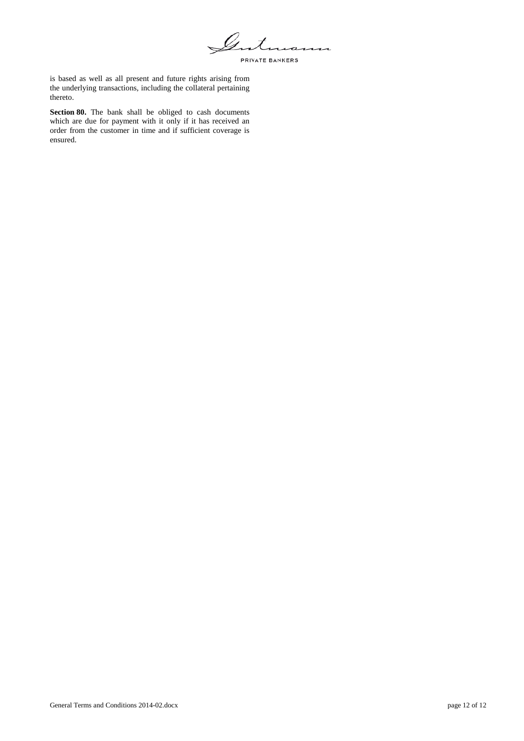is based as well as all present and future rights arising from the underlying transactions, including the collateral pertaining thereto.

**Section 80.** The bank shall be obliged to cash documents which are due for payment with it only if it has received an order from the customer in time and if sufficient coverage is ensured.